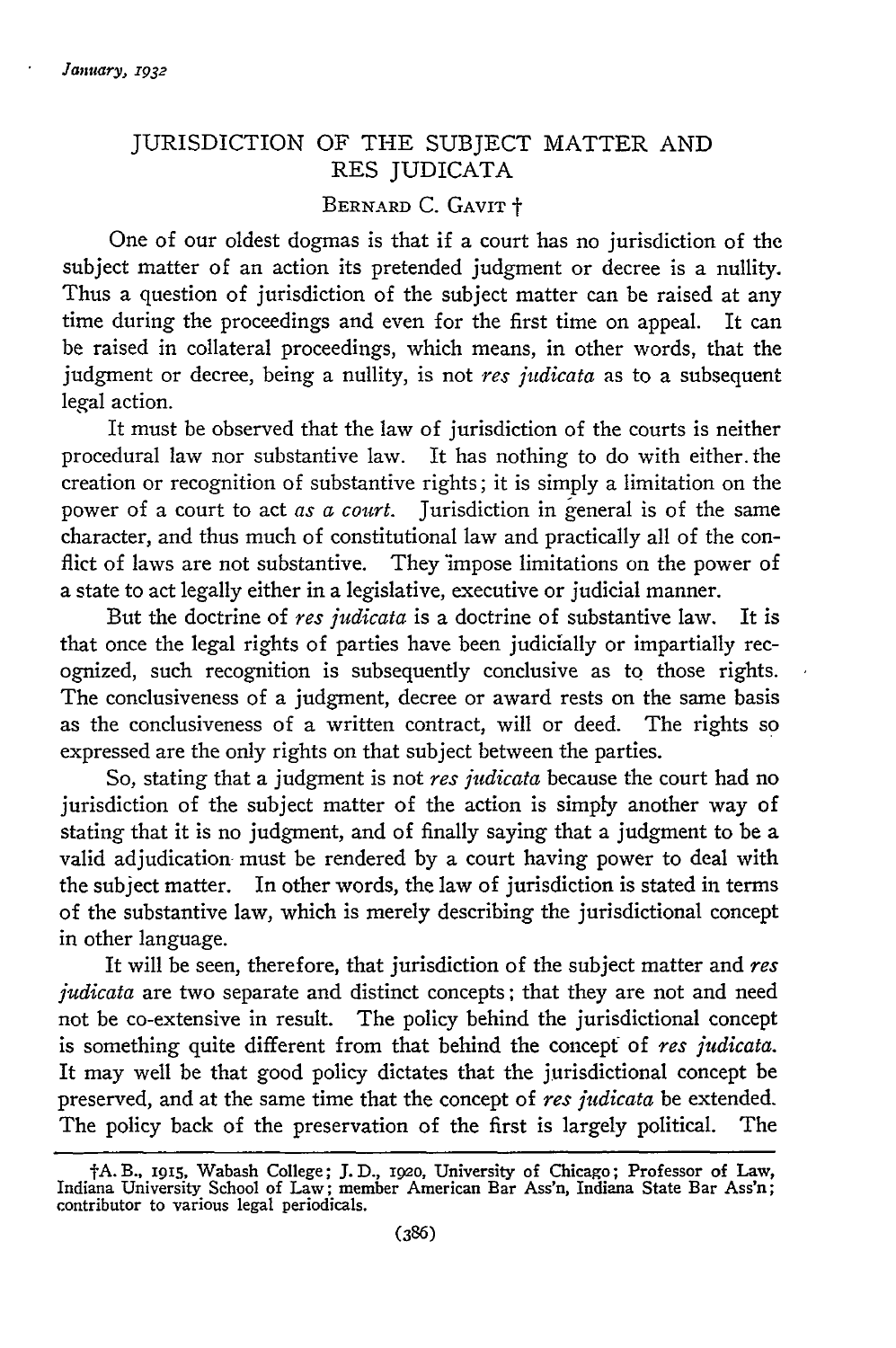# JURISDICTION OF THE SUBJECT MATTER AND RES JUDICATA

BERNARD C. GAVIT †

One of our oldest dogmas is that if a court has no jurisdiction of the subject matter of an action its pretended judgment or decree is a nullity. Thus a question of jurisdiction of the subject matter can be raised at any time during the proceedings and even for the first time on appeal. It can be raised in collateral proceedings, which means, in other words, that the judgment or decree, being a nullity, is not *res judicata* as to a subsequent legal action.

It must be observed that the law of jurisdiction of the courts is neither procedural law nor substantive law. It has nothing to do with either the creation or recognition of substantive rights; it is simply a limitation on the power of a court to act *as a court*. Jurisdiction in general is of the same character, and thus much of constitutional law and practically all of the conflict of laws are not substantive. They impose limitations on the power of a state to act legally either in a legislative, executive or judicial manner.

But the doctrine of *res judicata* is a doctrine of substantive law. It is that once the legal rights of parties have been judicially or impartially recognized, such recognition is subsequently conclusive as to those rights. The conclusiveness of a judgment, decree or award rests on the same basis as the conclusiveness of a written contract, will or deed. The rights so expressed are the only rights on that subject between the parties.

So, stating that a judgment is not *res judicata* because the court had no jurisdiction of the subject matter of the action is simply another way of stating that it is no judgment, and of finally saying that a judgment to be a valid adjudication must be rendered by a court having power to deal with the subject matter. In other words, the law of jurisdiction is stated in terms of the substantive law, which is merely describing the jurisdictional concept in other language.

It will be seen, therefore, that jurisdiction of the subject matter and *res judicata* are two separate and distinct concepts; that they are not and need not be co-extensive in result. The policy behind the jurisdictional concept is something quite different from that behind the concept of *res judicata*. It may well be that good policy dictates that the jurisdictional concept be preserved, and at the same time that the concept of *res judicata* be extended. The policy back of the preservation of the first is largely political. The

---

†A. B., 1915, Wabash College; J. D., 1920, University of Chicago; Professor of Law, Indiana University School of Law; member American Bar Ass'n, Indiana State Bar Ass'n; contributor to various legal periodicals.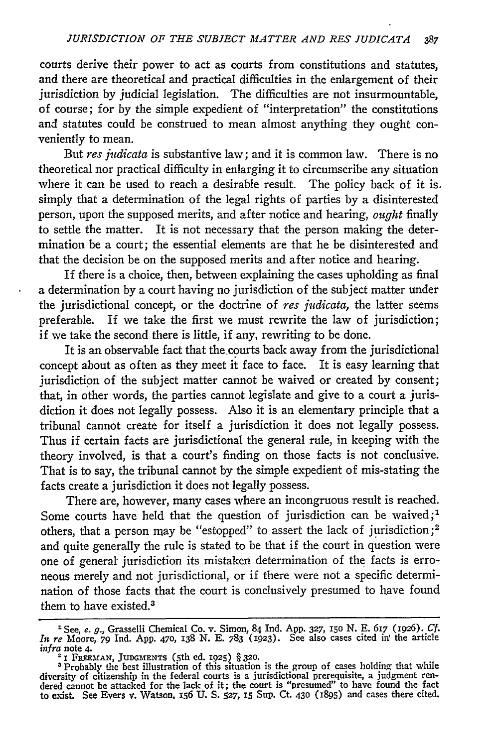courts derive their power to act as courts from constitutions and statutes, and there are theoretical and practical difficulties in the enlargement of their jurisdiction by judicial legislation. The difficulties are not insurmountable, of course; for by the simple expedient of "interpretation" the constitutions and statutes could be construed to mean almost anything they ought conveniently to mean.

But *res judicata* is substantive law; and it is common law. There is no theoretical nor practical difficulty in enlarging it to circumscribe any situation where it can be used to reach a desirable result. The policy back of it is simply that a determination of the legal rights of parties by a disinterested person, upon the supposed merits, and after notice and hearing, *ought* finally to settle the matter. It is not necessary that the person making the determination be a court; the essential elements are that he be disinterested and that the decision be on the supposed merits and after notice and hearing.

If there is a choice, then, between explaining the cases upholding as final a determination by a court having no jurisdiction of the subject matter under the jurisdictional concept, or the doctrine of *res judicata,* the latter seems preferable. If we take the first we must rewrite the law of jurisdiction; if we take the second there is little, if any, rewriting to be done.

It is an observable fact that the courts back away from the jurisdictional concept about as often as they meet it face to face. It is easy learning that jurisdiction of the subject matter cannot be waived or created by consent; that, in other words, the parties cannot legislate and give to a court a jurisdiction it does not legally possess. Also it is an elementary principle that a tribunal cannot create for itself a jurisdiction it does not legally possess. Thus if certain facts are jurisdictional the general rule, in keeping with the theory involved, is that a court's finding on those facts is not conclusive. That is to say, the tribunal cannot by the simple expedient of mis-stating the facts create a jurisdiction it does not legally possess.

There are, however, many cases where an incongruous result is reached. Some courts have held that the question of jurisdiction can be waived;[1] others, that a person may be "estopped" to assert the lack of jurisdiction;[2] and quite generally the rule is stated to be that if the court in question were one of general jurisdiction its mistaken determination of the facts is erroneous merely and not jurisdictional, or if there were not a specific determination of those facts that the court is conclusively presumed to have found them to have existed.[3]

---

[1] See, *e. g.*, Grasselli Chemical Co. v. Simon, 84 Ind. App. 327, 150 N. E. 617 (1926). *Cf. In re* Moore, 79 Ind. App. 470, 138 N. E. 783 (1923). See also cases cited in the article *infra* note 4.

[2] 1 FREEMAN, JUDGMENTS (5th ed. 1925) § 320.

[3] Probably the best illustration of this situation is the group of cases holding that while diversity of citizenship in the federal courts is a jurisdictional prerequisite, a judgment rendered cannot be attacked for the lack of it; the court is "presumed" to have found the fact to exist. See Evers v. Watson, 156 U. S. 527, 15 Sup. Ct. 430 (1895) and cases there cited.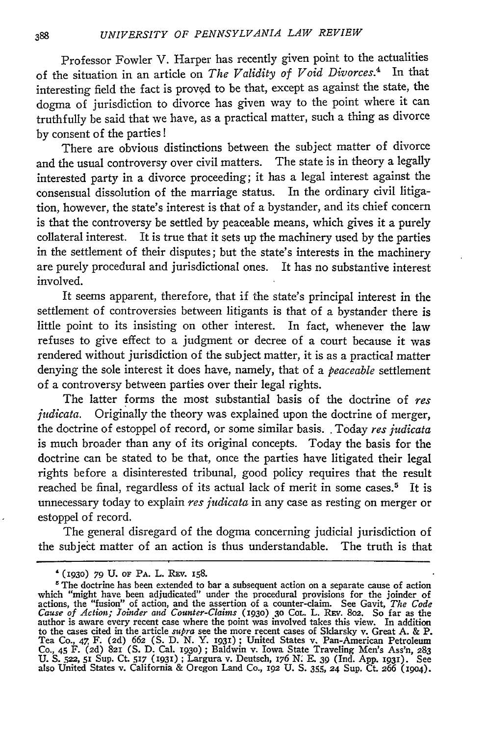Professor Fowler V. Harper has recently given point to the actualities of the situation in an article on *The Validity of Void Divorces*.[4] In that interesting field the fact is proved to be that, except as against the state, the dogma of jurisdiction to divorce has given way to the point where it can truthfully be said that we have, as a practical matter, such a thing as divorce by consent of the parties!

There are obvious distinctions between the subject matter of divorce and the usual controversy over civil matters. The state is in theory a legally interested party in a divorce proceeding; it has a legal interest against the consensual dissolution of the marriage status. In the ordinary civil litigation, however, the state's interest is that of a bystander, and its chief concern is that the controversy be settled by peaceable means, which gives it a purely collateral interest. It is true that it sets up the machinery used by the parties in the settlement of their disputes; but the state's interests in the machinery are purely procedural and jurisdictional ones. It has no substantive interest involved.

It seems apparent, therefore, that if the state's principal interest in the settlement of controversies between litigants is that of a bystander there is little point to its insisting on other interest. In fact, whenever the law refuses to give effect to a judgment or decree of a court because it was rendered without jurisdiction of the subject matter, it is as a practical matter denying the sole interest it does have, namely, that of a *peaceable* settlement of a controversy between parties over their legal rights.

The latter forms the most substantial basis of the doctrine of *res judicata*. Originally the theory was explained upon the doctrine of merger, the doctrine of estoppel of record, or some similar basis. Today *res judicata* is much broader than any of its original concepts. Today the basis for the doctrine can be stated to be that, once the parties have litigated their legal rights before a disinterested tribunal, good policy requires that the result reached be final, regardless of its actual lack of merit in some cases.[5] It is unnecessary today to explain *res judicata* in any case as resting on merger or estoppel of record.

The general disregard of the dogma concerning judicial jurisdiction of the subject matter of an action is thus understandable. The truth is that

---

[4] (1930) 79 U. of Pa. L. Rev. 158.

[5] The doctrine has been extended to bar a subsequent action on a separate cause of action which "might have been adjudicated" under the procedural provisions for the joinder of actions, the "fusion" of action, and the assertion of a counter-claim. See Gavit, *The Code Cause of Action; Joinder and Counter-Claims* (1930) 30 Col. L. Rev. 802. So far as the author is aware every recent case where the point was involved takes this view. In addition to the cases cited in the article *supra* see the more recent cases of Sklarsky v. Great A. & P. Tea Co., 47 F. (2d) 662 (S. D. N. Y. 1931); United States v. Pan-American Petroleum Co., 45 F. (2d) 821 (S. D. Cal. 1930); Baldwin v. Iowa State Traveling Men's Ass'n, 283 U. S. 522, 51 Sup. Ct. 517 (1931); Largura v. Deutsch, 176 N. E. 39 (Ind. App. 1931). See also United States v. California & Oregon Land Co., 192 U. S. 355, 24 Sup. Ct. 266 (1904).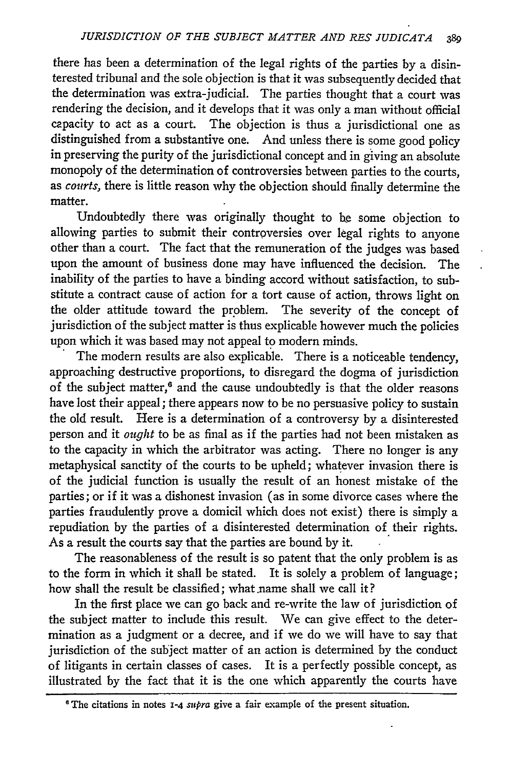there has been a determination of the legal rights of the parties by a disinterested tribunal and the sole objection is that it was subsequently decided that the determination was extra-judicial. The parties thought that a court was rendering the decision, and it develops that it was only a man without official capacity to act as a court. The objection is thus a jurisdictional one as distinguished from a substantive one. And unless there is some good policy in preserving the purity of the jurisdictional concept and in giving an absolute monopoly of the determination of controversies between parties to the courts, as *courts*, there is little reason why the objection should finally determine the matter.

Undoubtedly there was originally thought to be some objection to allowing parties to submit their controversies over legal rights to anyone other than a court. The fact that the remuneration of the judges was based upon the amount of business done may have influenced the decision. The inability of the parties to have a binding accord without satisfaction, to substitute a contract cause of action for a tort cause of action, throws light on the older attitude toward the problem. The severity of the concept of jurisdiction of the subject matter is thus explicable however much the policies upon which it was based may not appeal to modern minds.

The modern results are also explicable. There is a noticeable tendency, approaching destructive proportions, to disregard the dogma of jurisdiction of the subject matter,[6] and the cause undoubtedly is that the older reasons have lost their appeal; there appears now to be no persuasive policy to sustain the old result. Here is a determination of a controversy by a disinterested person and it *ought* to be as final as if the parties had not been mistaken as to the capacity in which the arbitrator was acting. There no longer is any metaphysical sanctity of the courts to be upheld; whatever invasion there is of the judicial function is usually the result of an honest mistake of the parties; or if it was a dishonest invasion (as in some divorce cases where the parties fraudulently prove a domicil which does not exist) there is simply a repudiation by the parties of a disinterested determination of their rights. As a result the courts say that the parties are bound by it.

The reasonableness of the result is so patent that the only problem is as to the form in which it shall be stated. It is solely a problem of language; how shall the result be classified; what name shall we call it?

In the first place we can go back and re-write the law of jurisdiction of the subject matter to include this result. We can give effect to the determination as a judgment or a decree, and if we do we will have to say that jurisdiction of the subject matter of an action is determined by the conduct of litigants in certain classes of cases. It is a perfectly possible concept, as illustrated by the fact that it is the one which apparently the courts have

---

[6] The citations in notes 1-4 *supra* give a fair example of the present situation.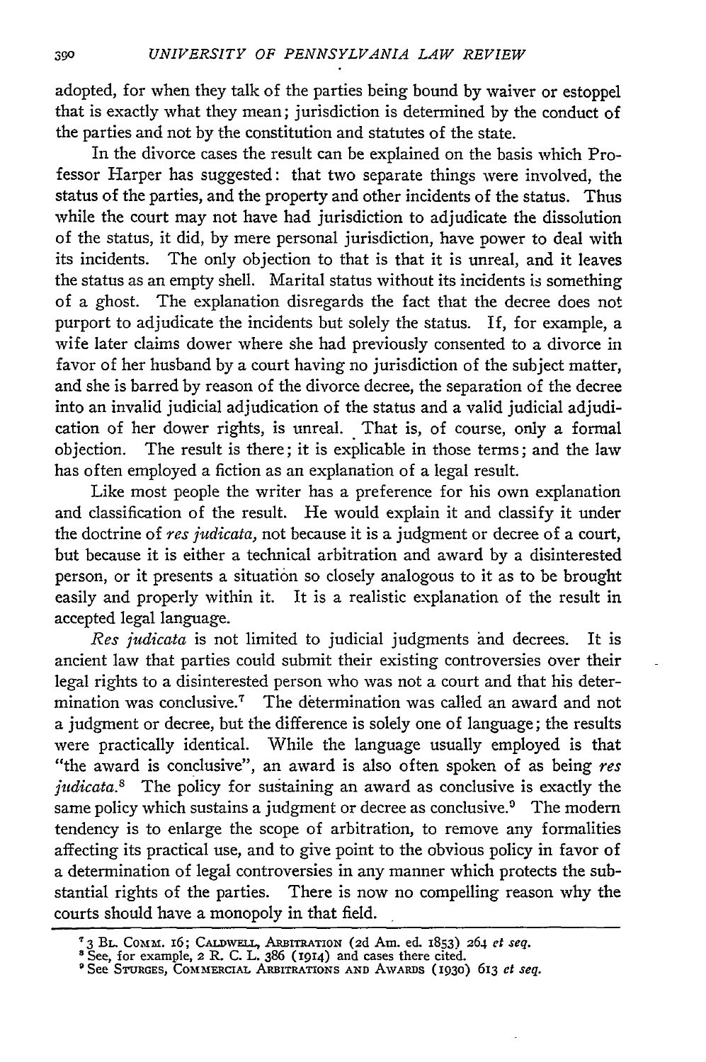adopted, for when they talk of the parties being bound by waiver or estoppel that is exactly what they mean; jurisdiction is determined by the conduct of the parties and not by the constitution and statutes of the state.

In the divorce cases the result can be explained on the basis which Professor Harper has suggested: that two separate things were involved, the status of the parties, and the property and other incidents of the status. Thus while the court may not have had jurisdiction to adjudicate the dissolution of the status, it did, by mere personal jurisdiction, have power to deal with its incidents. The only objection to that is that it is unreal, and it leaves the status as an empty shell. Marital status without its incidents is something of a ghost. The explanation disregards the fact that the decree does not purport to adjudicate the incidents but solely the status. If, for example, a wife later claims dower where she had previously consented to a divorce in favor of her husband by a court having no jurisdiction of the subject matter, and she is barred by reason of the divorce decree, the separation of the decree into an invalid judicial adjudication of the status and a valid judicial adjudication of her dower rights, is unreal. That is, of course, only a formal objection. The result is there; it is explicable in those terms; and the law has often employed a fiction as an explanation of a legal result.

Like most people the writer has a preference for his own explanation and classification of the result. He would explain it and classify it under the doctrine of *res judicata*, not because it is a judgment or decree of a court, but because it is either a technical arbitration and award by a disinterested person, or it presents a situation so closely analogous to it as to be brought easily and properly within it. It is a realistic explanation of the result in accepted legal language.

*Res judicata* is not limited to judicial judgments and decrees. It is ancient law that parties could submit their existing controversies over their legal rights to a disinterested person who was not a court and that his determination was conclusive.[7] The determination was called an award and not a judgment or decree, but the difference is solely one of language; the results were practically identical. While the language usually employed is that "the award is conclusive", an award is also often spoken of as being *res judicata*.[8] The policy for sustaining an award as conclusive is exactly the same policy which sustains a judgment or decree as conclusive.[9] The modern tendency is to enlarge the scope of arbitration, to remove any formalities affecting its practical use, and to give point to the obvious policy in favor of a determination of legal controversies in any manner which protects the substantial rights of the parties. There is now no compelling reason why the courts should have a monopoly in that field.

---

[7] 3 BL. COMM. 16; CALDWELL, ARBITRATION (2d Am. ed. 1853) 264 *et seq.*

[8] See, for example, 2 R. C. L. 386 (1914) and cases there cited.

[9] See STURGES, COMMERCIAL ARBITRATIONS AND AWARDS (1930) 613 *et seq.*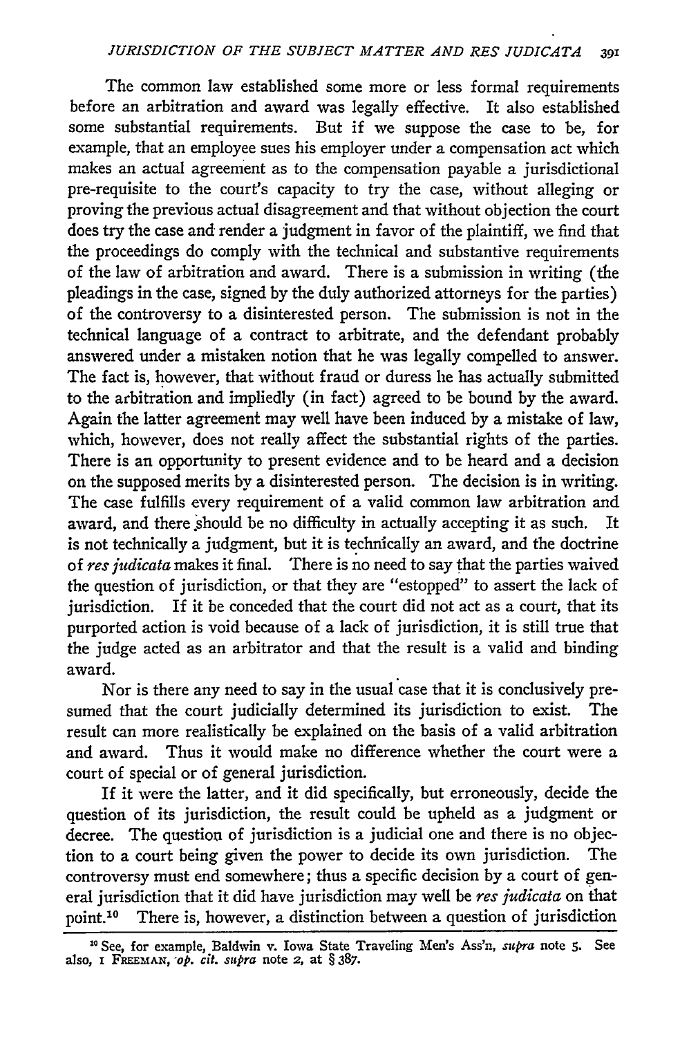The common law established some more or less formal requirements before an arbitration and award was legally effective. It also established some substantial requirements. But if we suppose the case to be, for example, that an employee sues his employer under a compensation act which makes an actual agreement as to the compensation payable a jurisdictional pre-requisite to the court's capacity to try the case, without alleging or proving the previous actual disagreement and that without objection the court does try the case and render a judgment in favor of the plaintiff, we find that the proceedings do comply with the technical and substantive requirements of the law of arbitration and award. There is a submission in writing (the pleadings in the case, signed by the duly authorized attorneys for the parties) of the controversy to a disinterested person. The submission is not in the technical language of a contract to arbitrate, and the defendant probably answered under a mistaken notion that he was legally compelled to answer. The fact is, however, that without fraud or duress he has actually submitted to the arbitration and impliedly (in fact) agreed to be bound by the award. Again the latter agreement may well have been induced by a mistake of law, which, however, does not really affect the substantial rights of the parties. There is an opportunity to present evidence and to be heard and a decision on the supposed merits by a disinterested person. The decision is in writing. The case fulfills every requirement of a valid common law arbitration and award, and there should be no difficulty in actually accepting it as such. It is not technically a judgment, but it is technically an award, and the doctrine of *res judicata* makes it final. There is no need to say that the parties waived the question of jurisdiction, or that they are "estopped" to assert the lack of jurisdiction. If it be conceded that the court did not act as a court, that its purported action is void because of a lack of jurisdiction, it is still true that the judge acted as an arbitrator and that the result is a valid and binding award.

Nor is there any need to say in the usual case that it is conclusively presumed that the court judicially determined its jurisdiction to exist. The result can more realistically be explained on the basis of a valid arbitration and award. Thus it would make no difference whether the court were a court of special or of general jurisdiction.

If it were the latter, and it did specifically, but erroneously, decide the question of its jurisdiction, the result could be upheld as a judgment or decree. The question of jurisdiction is a judicial one and there is no objection to a court being given the power to decide its own jurisdiction. The controversy must end somewhere; thus a specific decision by a court of general jurisdiction that it did have jurisdiction may well be *res judicata* on that point.[10] There is, however, a distinction between a question of jurisdiction

[10] See, for example, Baldwin v. Iowa State Traveling Men's Ass'n, *supra* note 5. See also, 1 FREEMAN, *op. cit. supra* note 2, at § 387.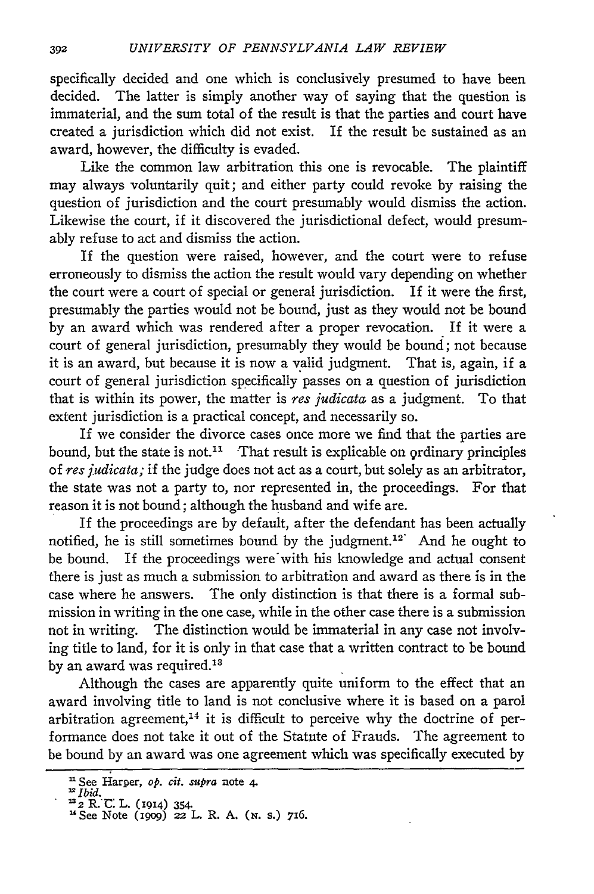specifically decided and one which is conclusively presumed to have been decided. The latter is simply another way of saying that the question is immaterial, and the sum total of the result is that the parties and court have created a jurisdiction which did not exist. If the result be sustained as an award, however, the difficulty is evaded.

Like the common law arbitration this one is revocable. The plaintiff may always voluntarily quit; and either party could revoke by raising the question of jurisdiction and the court presumably would dismiss the action. Likewise the court, if it discovered the jurisdictional defect, would presumably refuse to act and dismiss the action.

If the question were raised, however, and the court were to refuse erroneously to dismiss the action the result would vary depending on whether the court were a court of special or general jurisdiction. If it were the first, presumably the parties would not be bound, just as they would not be bound by an award which was rendered after a proper revocation. If it were a court of general jurisdiction, presumably they would be bound; not because it is an award, but because it is now a valid judgment. That is, again, if a court of general jurisdiction specifically passes on a question of jurisdiction that is within its power, the matter is *res judicata* as a judgment. To that extent jurisdiction is a practical concept, and necessarily so.

If we consider the divorce cases once more we find that the parties are bound, but the state is not.[11] That result is explicable on ordinary principles of *res judicata;* if the judge does not act as a court, but solely as an arbitrator, the state was not a party to, nor represented in, the proceedings. For that reason it is not bound; although the husband and wife are.

If the proceedings are by default, after the defendant has been actually notified, he is still sometimes bound by the judgment.[12] And he ought to be bound. If the proceedings were with his knowledge and actual consent there is just as much a submission to arbitration and award as there is in the case where he answers. The only distinction is that there is a formal submission in writing in the one case, while in the other case there is a submission not in writing. The distinction would be immaterial in any case not involving title to land, for it is only in that case that a written contract to be bound by an award was required.[13]

Although the cases are apparently quite uniform to the effect that an award involving title to land is not conclusive where it is based on a parol arbitration agreement,[14] it is difficult to perceive why the doctrine of performance does not take it out of the Statute of Frauds. The agreement to be bound by an award was one agreement which was specifically executed by

---

[11] See Harper, *op. cit. supra* note 4.

[12] *Ibid.*

[13] 2 R. C. L. (1914) 354.

[14] See Note (1909) 22 L. R. A. (N. S.) 716.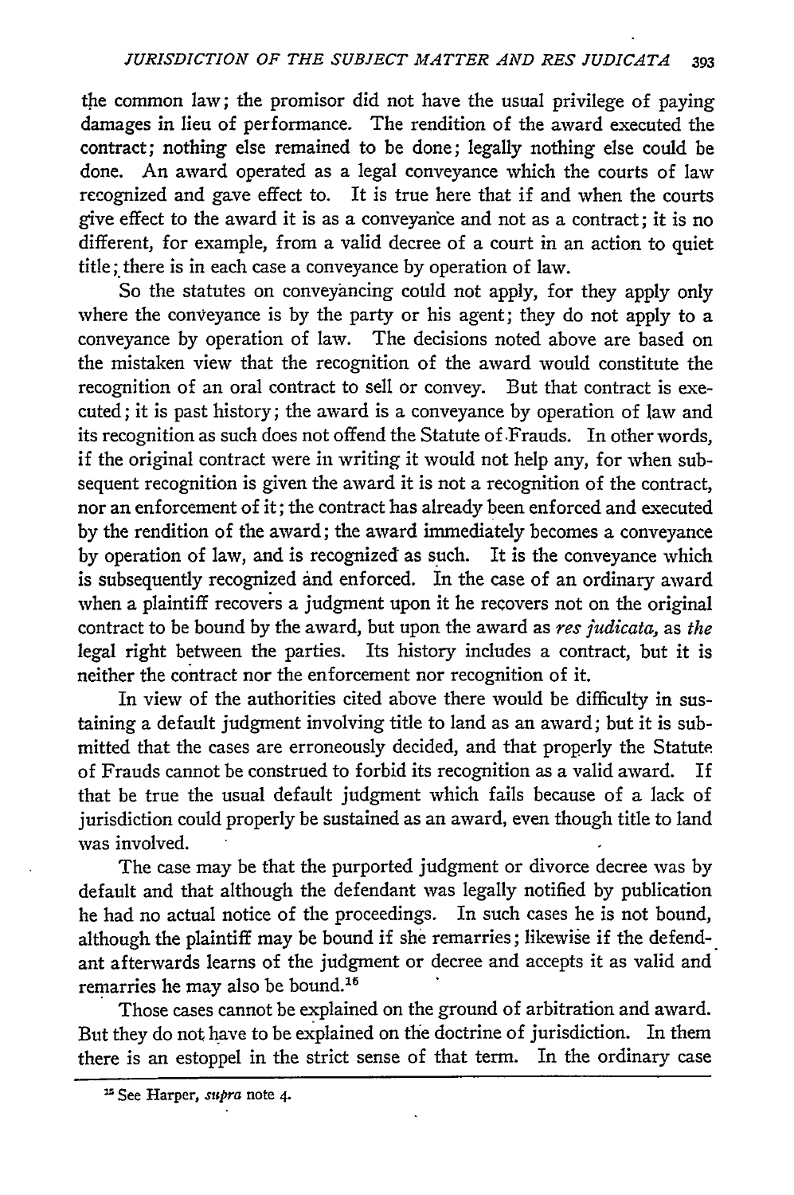the common law; the promisor did not have the usual privilege of paying damages in lieu of performance. The rendition of the award executed the contract; nothing else remained to be done; legally nothing else could be done. An award operated as a legal conveyance which the courts of law recognized and gave effect to. It is true here that if and when the courts give effect to the award it is as a conveyance and not as a contract; it is no different, for example, from a valid decree of a court in an action to quiet title; there is in each case a conveyance by operation of law.

So the statutes on conveyancing could not apply, for they apply only where the conveyance is by the party or his agent; they do not apply to a conveyance by operation of law. The decisions noted above are based on the mistaken view that the recognition of the award would constitute the recognition of an oral contract to sell or convey. But that contract is executed; it is past history; the award is a conveyance by operation of law and its recognition as such does not offend the Statute of Frauds. In other words, if the original contract were in writing it would not help any, for when subsequent recognition is given the award it is not a recognition of the contract, nor an enforcement of it; the contract has already been enforced and executed by the rendition of the award; the award immediately becomes a conveyance by operation of law, and is recognized as such. It is the conveyance which is subsequently recognized and enforced. In the case of an ordinary award when a plaintiff recovers a judgment upon it he recovers not on the original contract to be bound by the award, but upon the award as *res judicata*, as *the* legal right between the parties. Its history includes a contract, but it is neither the contract nor the enforcement nor recognition of it.

In view of the authorities cited above there would be difficulty in sustaining a default judgment involving title to land as an award; but it is submitted that the cases are erroneously decided, and that properly the Statute of Frauds cannot be construed to forbid its recognition as a valid award. If that be true the usual default judgment which fails because of a lack of jurisdiction could properly be sustained as an award, even though title to land was involved.

The case may be that the purported judgment or divorce decree was by default and that although the defendant was legally notified by publication he had no actual notice of the proceedings. In such cases he is not bound, although the plaintiff may be bound if she remarries; likewise if the defendant afterwards learns of the judgment or decree and accepts it as valid and remarries he may also be bound.[15]

Those cases cannot be explained on the ground of arbitration and award. But they do not have to be explained on the doctrine of jurisdiction. In them there is an estoppel in the strict sense of that term. In the ordinary case

[15] See Harper, *supra* note 4.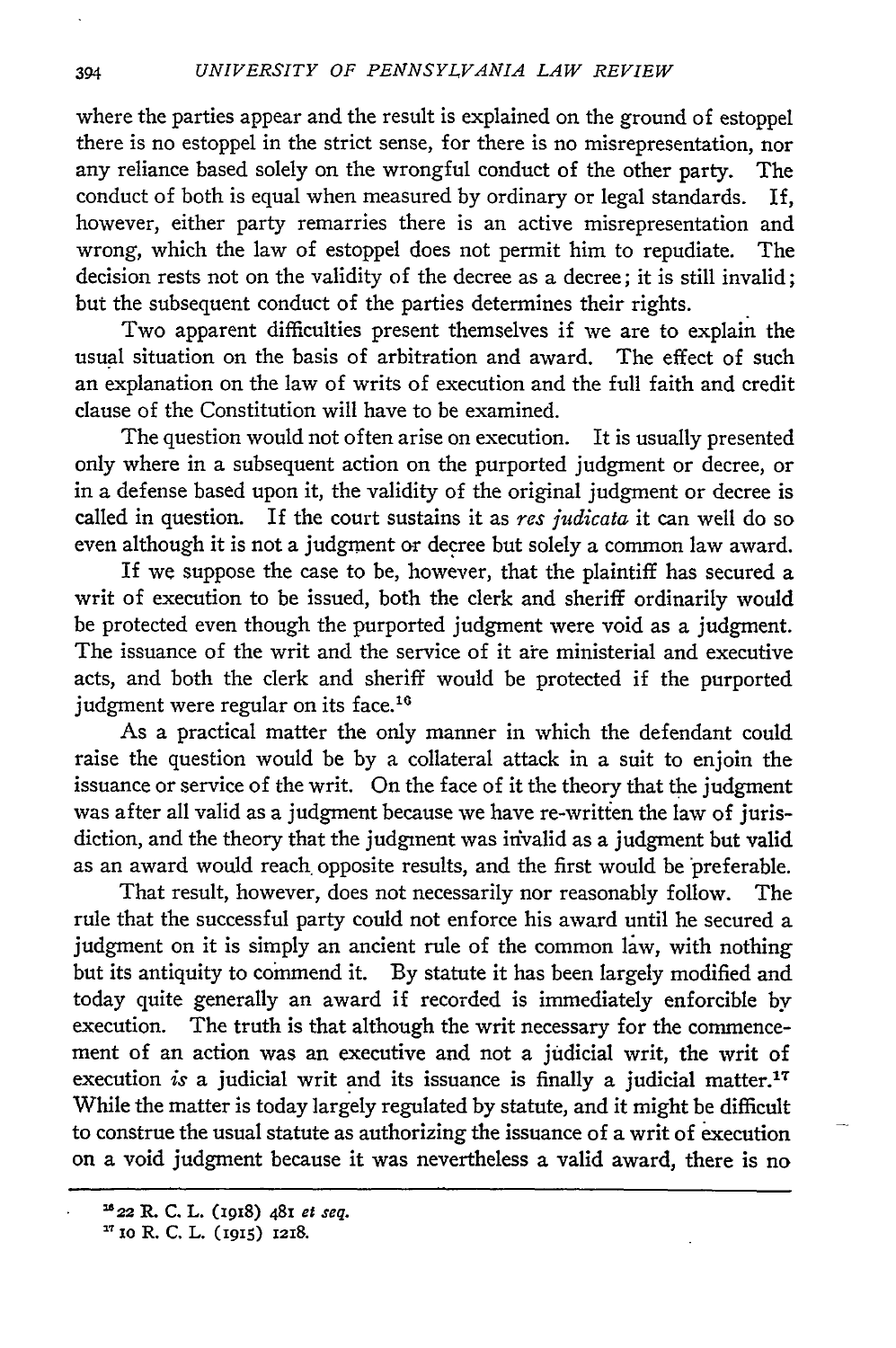where the parties appear and the result is explained on the ground of estoppel there is no estoppel in the strict sense, for there is no misrepresentation, nor any reliance based solely on the wrongful conduct of the other party. The conduct of both is equal when measured by ordinary or legal standards. If, however, either party remarries there is an active misrepresentation and wrong, which the law of estoppel does not permit him to repudiate. The decision rests not on the validity of the decree as a decree; it is still invalid; but the subsequent conduct of the parties determines their rights.

Two apparent difficulties present themselves if we are to explain the usual situation on the basis of arbitration and award. The effect of such an explanation on the law of writs of execution and the full faith and credit clause of the Constitution will have to be examined.

The question would not often arise on execution. It is usually presented only where in a subsequent action on the purported judgment or decree, or in a defense based upon it, the validity of the original judgment or decree is called in question. If the court sustains it as *res judicata* it can well do so even although it is not a judgment or decree but solely a common law award.

If we suppose the case to be, however, that the plaintiff has secured a writ of execution to be issued, both the clerk and sheriff ordinarily would be protected even though the purported judgment were void as a judgment. The issuance of the writ and the service of it are ministerial and executive acts, and both the clerk and sheriff would be protected if the purported judgment were regular on its face.[16]

As a practical matter the only manner in which the defendant could raise the question would be by a collateral attack in a suit to enjoin the issuance or service of the writ. On the face of it the theory that the judgment was after all valid as a judgment because we have re-written the law of jurisdiction, and the theory that the judgment was invalid as a judgment but valid as an award would reach opposite results, and the first would be preferable.

That result, however, does not necessarily nor reasonably follow. The rule that the successful party could not enforce his award until he secured a judgment on it is simply an ancient rule of the common law, with nothing but its antiquity to commend it. By statute it has been largely modified and today quite generally an award if recorded is immediately enforcible by execution. The truth is that although the writ necessary for the commencement of an action was an executive and not a judicial writ, the writ of execution *is* a judicial writ and its issuance is finally a judicial matter.[17] While the matter is today largely regulated by statute, and it might be difficult to construe the usual statute as authorizing the issuance of a writ of execution on a void judgment because it was nevertheless a valid award, there is no

---

[16] 22 R. C. L. (1918) 481 *et seq.*

[17] 10 R. C. L. (1915) 1218.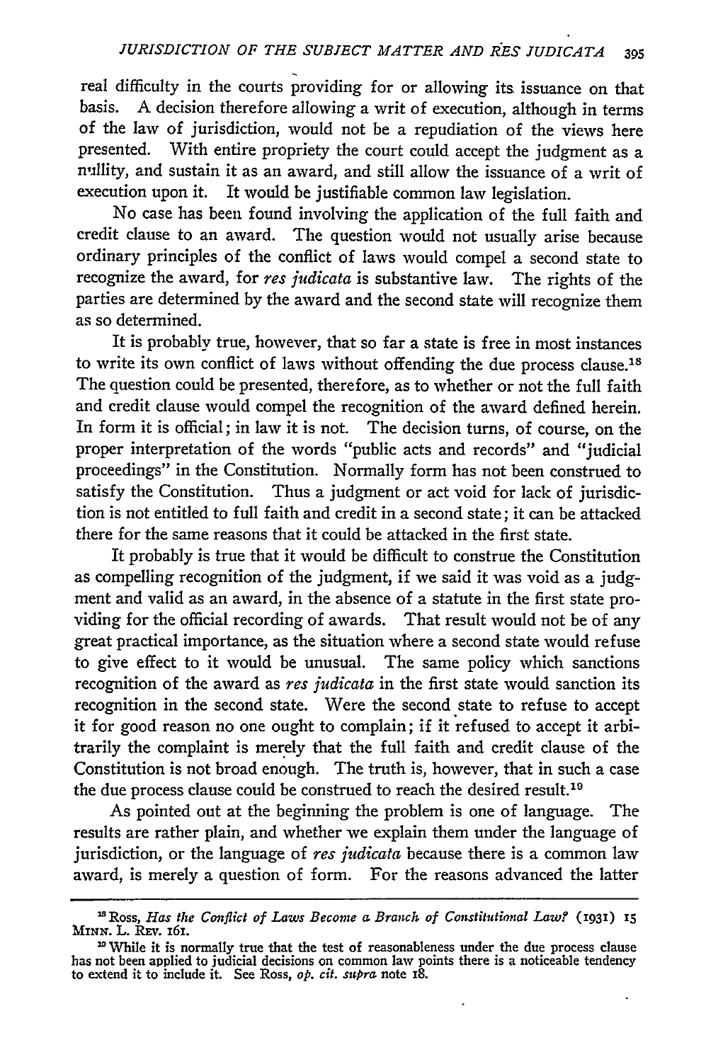real difficulty in the courts providing for or allowing its issuance on that basis. A decision therefore allowing a writ of execution, although in terms of the law of jurisdiction, would not be a repudiation of the views here presented. With entire propriety the court could accept the judgment as a nullity, and sustain it as an award, and still allow the issuance of a writ of execution upon it. It would be justifiable common law legislation.

No case has been found involving the application of the full faith and credit clause to an award. The question would not usually arise because ordinary principles of the conflict of laws would compel a second state to recognize the award, for *res judicata* is substantive law. The rights of the parties are determined by the award and the second state will recognize them as so determined.

It is probably true, however, that so far a state is free in most instances to write its own conflict of laws without offending the due process clause.[18] The question could be presented, therefore, as to whether or not the full faith and credit clause would compel the recognition of the award defined herein. In form it is official; in law it is not. The decision turns, of course, on the proper interpretation of the words "public acts and records" and "judicial proceedings" in the Constitution. Normally form has not been construed to satisfy the Constitution. Thus a judgment or act void for lack of jurisdiction is not entitled to full faith and credit in a second state; it can be attacked there for the same reasons that it could be attacked in the first state.

It probably is true that it would be difficult to construe the Constitution as compelling recognition of the judgment, if we said it was void as a judgment and valid as an award, in the absence of a statute in the first state providing for the official recording of awards. That result would not be of any great practical importance, as the situation where a second state would refuse to give effect to it would be unusual. The same policy which sanctions recognition of the award as *res judicata* in the first state would sanction its recognition in the second state. Were the second state to refuse to accept it for good reason no one ought to complain; if it refused to accept it arbitrarily the complaint is merely that the full faith and credit clause of the Constitution is not broad enough. The truth is, however, that in such a case the due process clause could be construed to reach the desired result.[19]

As pointed out at the beginning the problem is one of language. The results are rather plain, and whether we explain them under the language of jurisdiction, or the language of *res judicata* because there is a common law award, is merely a question of form. For the reasons advanced the latter

---

[18] Ross, *Has the Conflict of Laws Become a Branch of Constitutional Law?* (1931) 15 MINN. L. REV. 161.

[19] While it is normally true that the test of reasonableness under the due process clause has not been applied to judicial decisions on common law points there is a noticeable tendency to extend it to include it. See Ross, *op. cit. supra* note 18.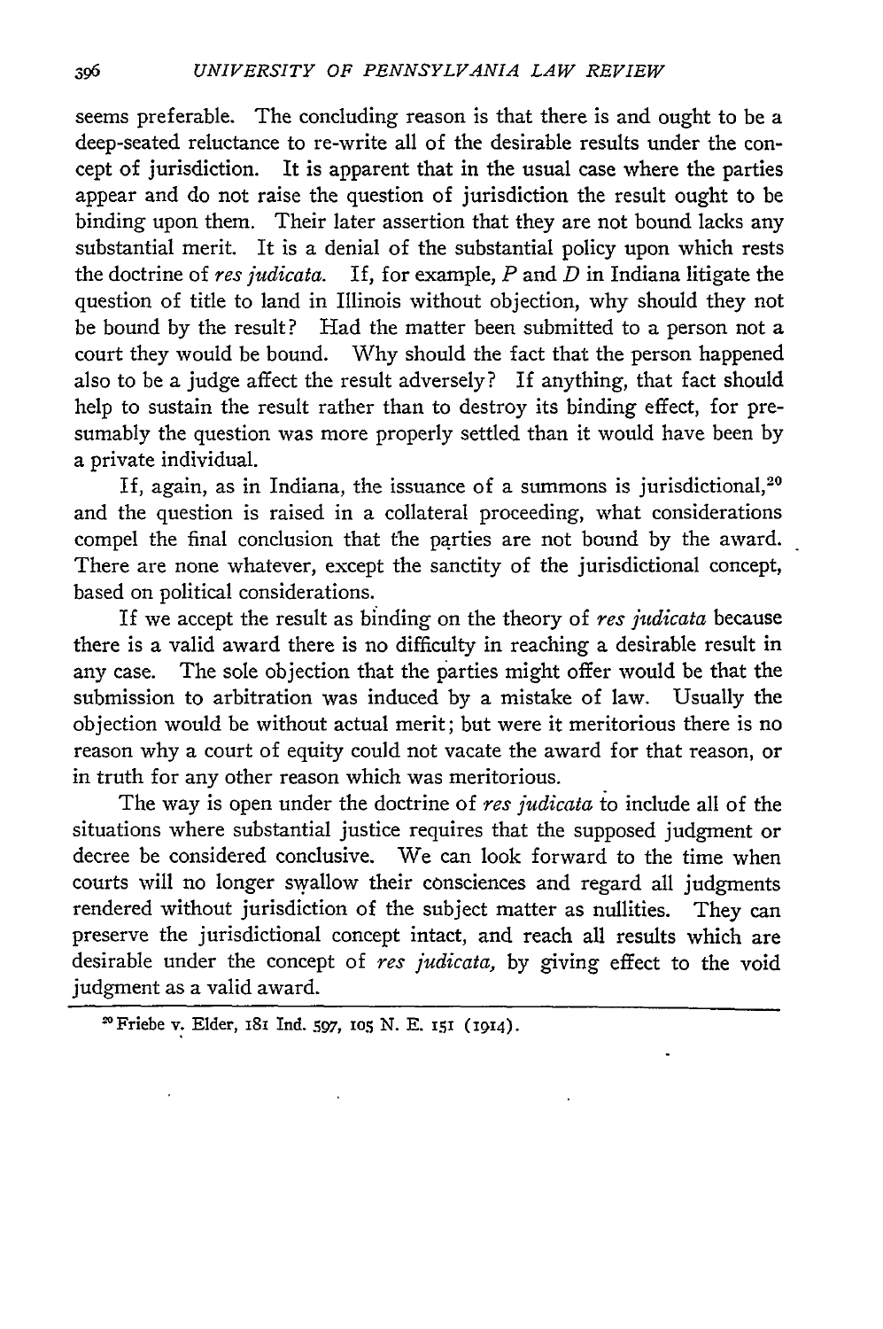seems preferable. The concluding reason is that there is and ought to be a deep-seated reluctance to re-write all of the desirable results under the concept of jurisdiction. It is apparent that in the usual case where the parties appear and do not raise the question of jurisdiction the result ought to be binding upon them. Their later assertion that they are not bound lacks any substantial merit. It is a denial of the substantial policy upon which rests the doctrine of *res judicata.* If, for example, *P* and *D* in Indiana litigate the question of title to land in Illinois without objection, why should they not be bound by the result? Had the matter been submitted to a person not a court they would be bound. Why should the fact that the person happened also to be a judge affect the result adversely? If anything, that fact should help to sustain the result rather than to destroy its binding effect, for presumably the question was more properly settled than it would have been by a private individual.

If, again, as in Indiana, the issuance of a summons is jurisdictional,[20] and the question is raised in a collateral proceeding, what considerations compel the final conclusion that the parties are not bound by the award. There are none whatever, except the sanctity of the jurisdictional concept, based on political considerations.

If we accept the result as binding on the theory of *res judicata* because there is a valid award there is no difficulty in reaching a desirable result in any case. The sole objection that the parties might offer would be that the submission to arbitration was induced by a mistake of law. Usually the objection would be without actual merit; but were it meritorious there is no reason why a court of equity could not vacate the award for that reason, or in truth for any other reason which was meritorious.

The way is open under the doctrine of *res judicata* to include all of the situations where substantial justice requires that the supposed judgment or decree be considered conclusive. We can look forward to the time when courts will no longer swallow their consciences and regard all judgments rendered without jurisdiction of the subject matter as nullities. They can preserve the jurisdictional concept intact, and reach all results which are desirable under the concept of *res judicata,* by giving effect to the void judgment as a valid award.

---

[20] Friebe v. Elder, 181 Ind. 597, 105 N. E. 151 (1914).